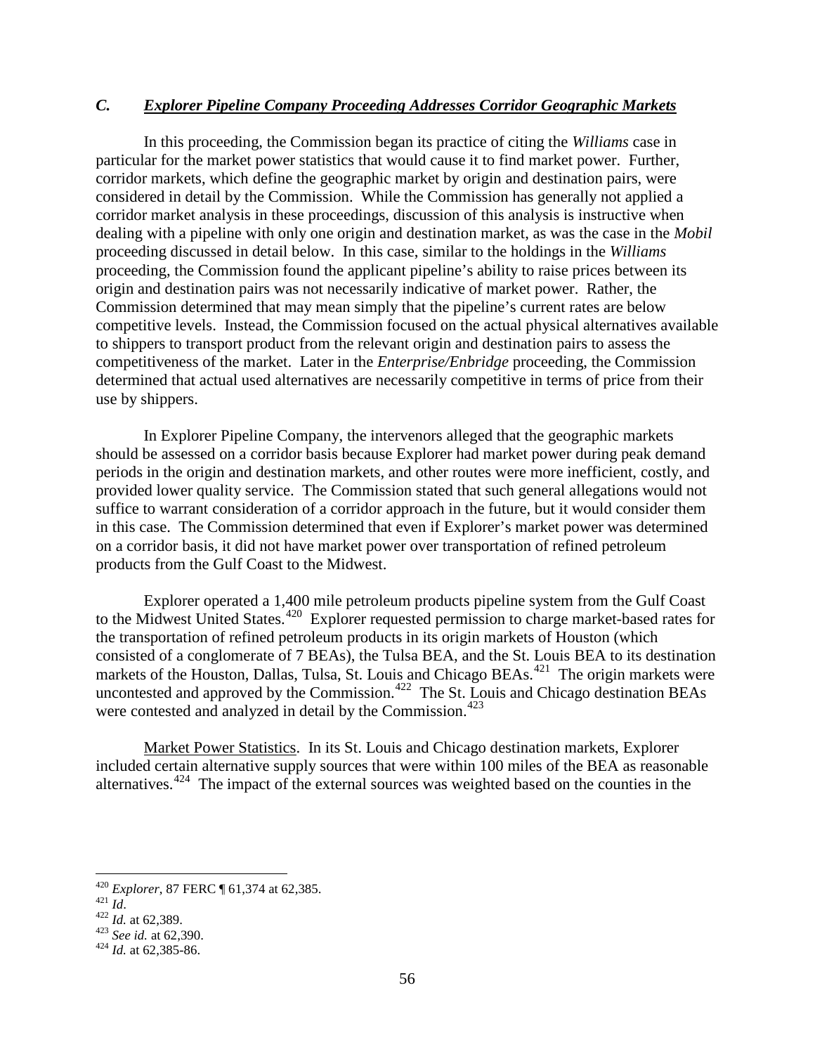### *C. Explorer Pipeline Company Proceeding Addresses Corridor Geographic Markets*

In this proceeding, the Commission began its practice of citing the *Williams* case in particular for the market power statistics that would cause it to find market power. Further, corridor markets, which define the geographic market by origin and destination pairs, were considered in detail by the Commission. While the Commission has generally not applied a corridor market analysis in these proceedings, discussion of this analysis is instructive when dealing with a pipeline with only one origin and destination market, as was the case in the *Mobil* proceeding discussed in detail below. In this case, similar to the holdings in the *Williams* proceeding, the Commission found the applicant pipeline's ability to raise prices between its origin and destination pairs was not necessarily indicative of market power. Rather, the Commission determined that may mean simply that the pipeline's current rates are below competitive levels. Instead, the Commission focused on the actual physical alternatives available to shippers to transport product from the relevant origin and destination pairs to assess the competitiveness of the market. Later in the *Enterprise/Enbridge* proceeding, the Commission determined that actual used alternatives are necessarily competitive in terms of price from their use by shippers.

In Explorer Pipeline Company, the intervenors alleged that the geographic markets should be assessed on a corridor basis because Explorer had market power during peak demand periods in the origin and destination markets, and other routes were more inefficient, costly, and provided lower quality service. The Commission stated that such general allegations would not suffice to warrant consideration of a corridor approach in the future, but it would consider them in this case. The Commission determined that even if Explorer's market power was determined on a corridor basis, it did not have market power over transportation of refined petroleum products from the Gulf Coast to the Midwest.

Explorer operated a 1,400 mile petroleum products pipeline system from the Gulf Coast to the Midwest United States.[420] Explorer requested permission to charge market-based rates for the transportation of refined petroleum products in its origin markets of Houston (which consisted of a conglomerate of 7 BEAs), the Tulsa BEA, and the St. Louis BEA to its destination markets of the Houston, Dallas, Tulsa, St. Louis and Chicago BEAs.[421] The origin markets were uncontested and approved by the Commission.[422] The St. Louis and Chicago destination BEAs were contested and analyzed in detail by the Commission.[423]

<u>Market Power Statistics</u>. In its St. Louis and Chicago destination markets, Explorer included certain alternative supply sources that were within 100 miles of the BEA as reasonable alternatives.[424] The impact of the external sources was weighted based on the counties in the

---

[420] *Explorer*, 87 FERC ¶ 61,374 at 62,385.
[421] *Id*.
[422] *Id.* at 62,389.
[423] *See id.* at 62,390.
[424] *Id.* at 62,385-86.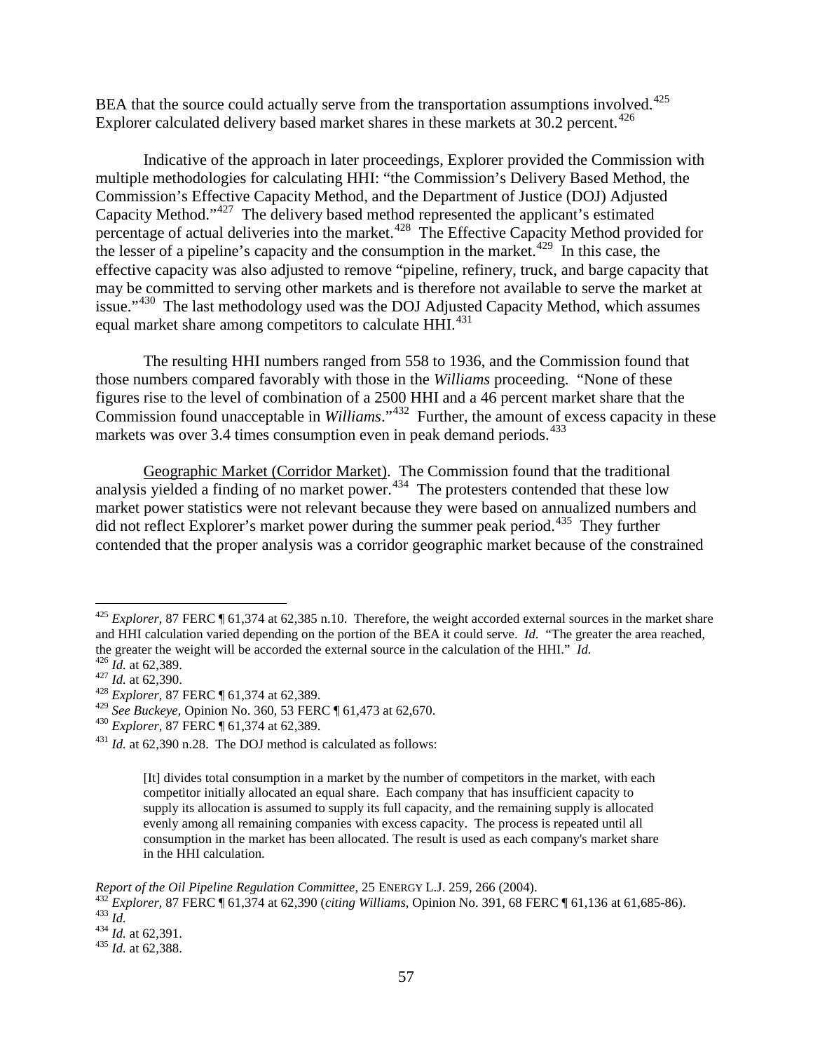BEA that the source could actually serve from the transportation assumptions involved.[425] Explorer calculated delivery based market shares in these markets at 30.2 percent.[426]

Indicative of the approach in later proceedings, Explorer provided the Commission with multiple methodologies for calculating HHI: "the Commission's Delivery Based Method, the Commission's Effective Capacity Method, and the Department of Justice (DOJ) Adjusted Capacity Method."[427] The delivery based method represented the applicant's estimated percentage of actual deliveries into the market.[428] The Effective Capacity Method provided for the lesser of a pipeline's capacity and the consumption in the market.[429] In this case, the effective capacity was also adjusted to remove "pipeline, refinery, truck, and barge capacity that may be committed to serving other markets and is therefore not available to serve the market at issue."[430] The last methodology used was the DOJ Adjusted Capacity Method, which assumes equal market share among competitors to calculate HHI.[431]

The resulting HHI numbers ranged from 558 to 1936, and the Commission found that those numbers compared favorably with those in the *Williams* proceeding. "None of these figures rise to the level of combination of a 2500 HHI and a 46 percent market share that the Commission found unacceptable in *Williams*."[432] Further, the amount of excess capacity in these markets was over 3.4 times consumption even in peak demand periods.[433]

<u>Geographic Market (Corridor Market)</u>. The Commission found that the traditional analysis yielded a finding of no market power.[434] The protesters contended that these low market power statistics were not relevant because they were based on annualized numbers and did not reflect Explorer's market power during the summer peak period.[435] They further contended that the proper analysis was a corridor geographic market because of the constrained

---

[425] *Explorer*, 87 FERC ¶ 61,374 at 62,385 n.10. Therefore, the weight accorded external sources in the market share and HHI calculation varied depending on the portion of the BEA it could serve. *Id*. "The greater the area reached, the greater the weight will be accorded the external source in the calculation of the HHI." *Id.*

[426] *Id.* at 62,389.

[427] *Id.* at 62,390.

[428] *Explorer*, 87 FERC ¶ 61,374 at 62,389.

[429] *See Buckeye*, Opinion No. 360, 53 FERC ¶ 61,473 at 62,670.

[430] *Explorer*, 87 FERC ¶ 61,374 at 62,389.

[431] *Id.* at 62,390 n.28. The DOJ method is calculated as follows:

> [It] divides total consumption in a market by the number of competitors in the market, with each competitor initially allocated an equal share. Each company that has insufficient capacity to supply its allocation is assumed to supply its full capacity, and the remaining supply is allocated evenly among all remaining companies with excess capacity. The process is repeated until all consumption in the market has been allocated. The result is used as each company's market share in the HHI calculation.

*Report of the Oil Pipeline Regulation Committee*, 25 ENERGY L.J. 259, 266 (2004).

[432] *Explorer*, 87 FERC ¶ 61,374 at 62,390 (*citing Williams*, Opinion No. 391, 68 FERC ¶ 61,136 at 61,685-86).

[433] *Id.*

[434] *Id.* at 62,391.

[435] *Id.* at 62,388.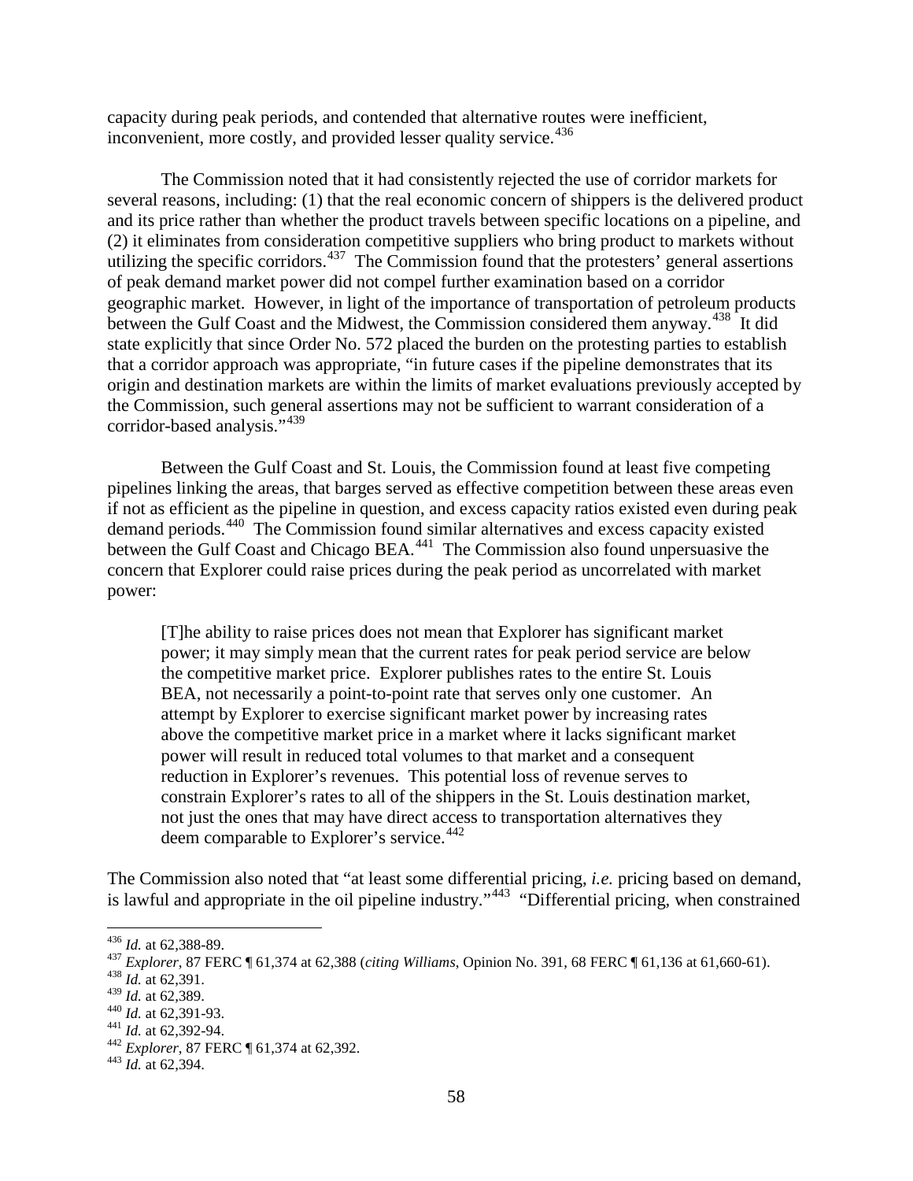capacity during peak periods, and contended that alternative routes were inefficient, inconvenient, more costly, and provided lesser quality service.[436]

The Commission noted that it had consistently rejected the use of corridor markets for several reasons, including: (1) that the real economic concern of shippers is the delivered product and its price rather than whether the product travels between specific locations on a pipeline, and (2) it eliminates from consideration competitive suppliers who bring product to markets without utilizing the specific corridors.[437] The Commission found that the protesters' general assertions of peak demand market power did not compel further examination based on a corridor geographic market. However, in light of the importance of transportation of petroleum products between the Gulf Coast and the Midwest, the Commission considered them anyway.[438] It did state explicitly that since Order No. 572 placed the burden on the protesting parties to establish that a corridor approach was appropriate, "in future cases if the pipeline demonstrates that its origin and destination markets are within the limits of market evaluations previously accepted by the Commission, such general assertions may not be sufficient to warrant consideration of a corridor-based analysis."[439]

Between the Gulf Coast and St. Louis, the Commission found at least five competing pipelines linking the areas, that barges served as effective competition between these areas even if not as efficient as the pipeline in question, and excess capacity ratios existed even during peak demand periods.[440] The Commission found similar alternatives and excess capacity existed between the Gulf Coast and Chicago BEA.[441] The Commission also found unpersuasive the concern that Explorer could raise prices during the peak period as uncorrelated with market power:

> [T]he ability to raise prices does not mean that Explorer has significant market power; it may simply mean that the current rates for peak period service are below the competitive market price. Explorer publishes rates to the entire St. Louis BEA, not necessarily a point-to-point rate that serves only one customer. An attempt by Explorer to exercise significant market power by increasing rates above the competitive market price in a market where it lacks significant market power will result in reduced total volumes to that market and a consequent reduction in Explorer's revenues. This potential loss of revenue serves to constrain Explorer's rates to all of the shippers in the St. Louis destination market, not just the ones that may have direct access to transportation alternatives they deem comparable to Explorer's service.[442]

The Commission also noted that "at least some differential pricing, *i.e.* pricing based on demand, is lawful and appropriate in the oil pipeline industry."[443] "Differential pricing, when constrained

---

[436] *Id.* at 62,388-89.

[437] *Explorer*, 87 FERC ¶ 61,374 at 62,388 (*citing Williams*, Opinion No. 391, 68 FERC ¶ 61,136 at 61,660-61).

[438] *Id.* at 62,391.

[439] *Id.* at 62,389.

[440] *Id.* at 62,391-93.

[441] *Id.* at 62,392-94.

[442] *Explorer*, 87 FERC ¶ 61,374 at 62,392.

[443] *Id.* at 62,394.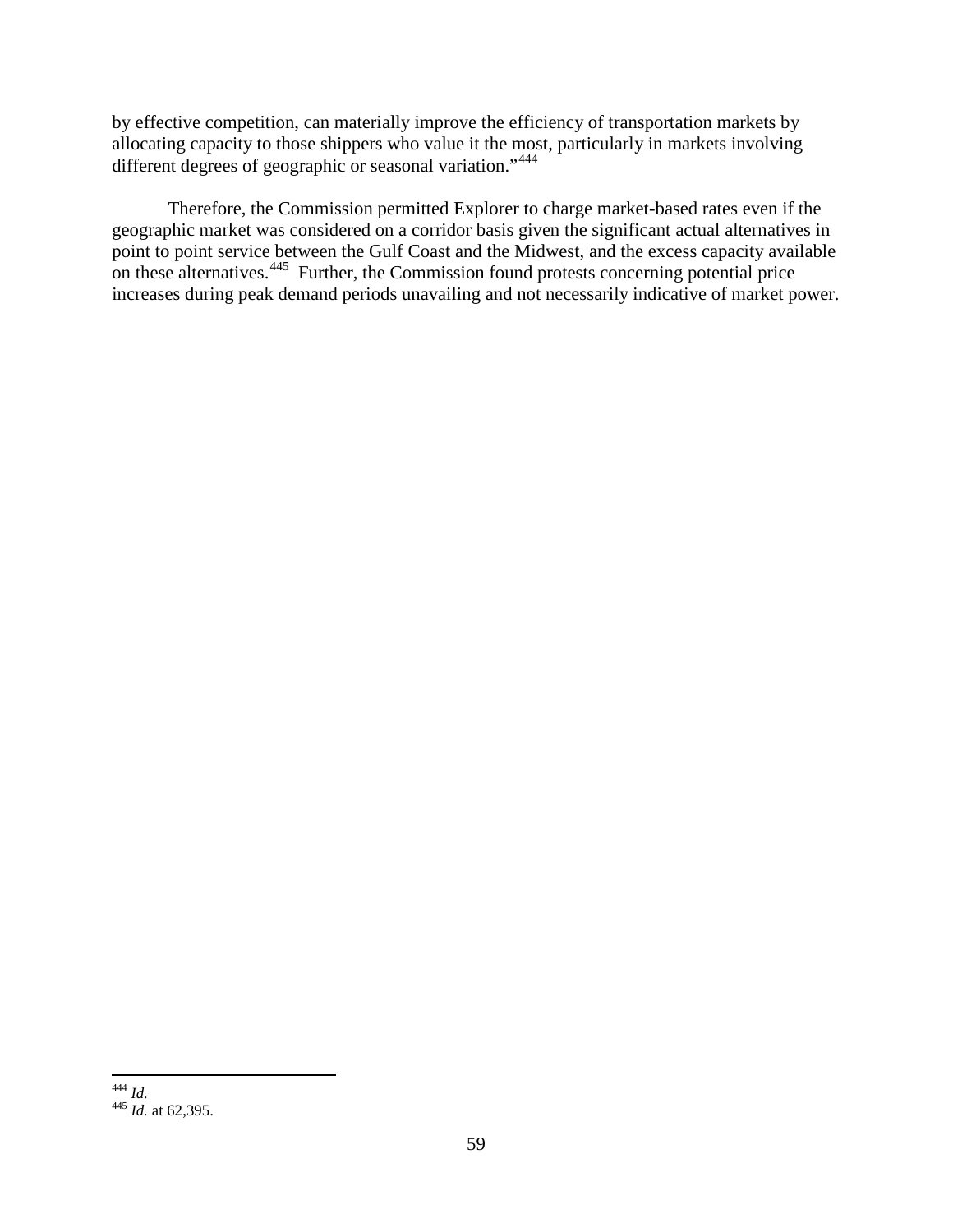by effective competition, can materially improve the efficiency of transportation markets by allocating capacity to those shippers who value it the most, particularly in markets involving different degrees of geographic or seasonal variation."[444]

Therefore, the Commission permitted Explorer to charge market-based rates even if the geographic market was considered on a corridor basis given the significant actual alternatives in point to point service between the Gulf Coast and the Midwest, and the excess capacity available on these alternatives.[445] Further, the Commission found protests concerning potential price increases during peak demand periods unavailing and not necessarily indicative of market power.

---

[444] *Id.*

[445] *Id.* at 62,395.